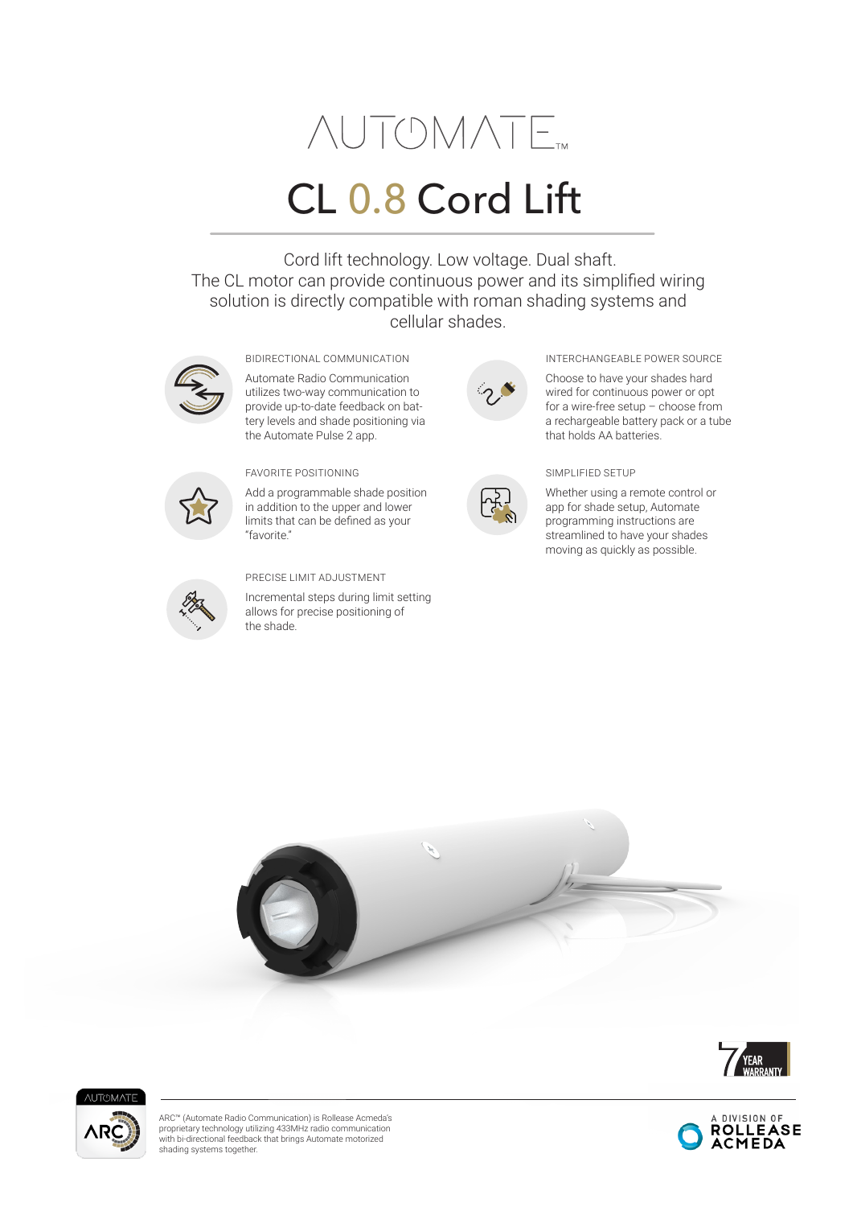AUTOMATE™

# CL 0.8 Cord Lift

Cord lift technology. Low voltage. Dual shaft.
The CL motor can provide continuous power and its simplified wiring solution is directly compatible with roman shading systems and cellular shades.

### BIDIRECTIONAL COMMUNICATION

Automate Radio Communication utilizes two-way communication to provide up-to-date feedback on battery levels and shade positioning via the Automate Pulse 2 app.

### FAVORITE POSITIONING

Add a programmable shade position in addition to the upper and lower limits that can be defined as your "favorite."

### PRECISE LIMIT ADJUSTMENT

Incremental steps during limit setting allows for precise positioning of the shade.

### INTERCHANGEABLE POWER SOURCE

Choose to have your shades hard wired for continuous power or opt for a wire-free setup – choose from a rechargeable battery pack or a tube that holds AA batteries.

### SIMPLIFIED SETUP

Whether using a remote control or app for shade setup, Automate programming instructions are streamlined to have your shades moving as quickly as possible.

7 YEAR WARRANTY

ARC™ (Automate Radio Communication) is Rollease Acmeda's proprietary technology utilizing 433MHz radio communication with bi-directional feedback that brings Automate motorized shading systems together.

A DIVISION OF ROLLEASE ACMEDA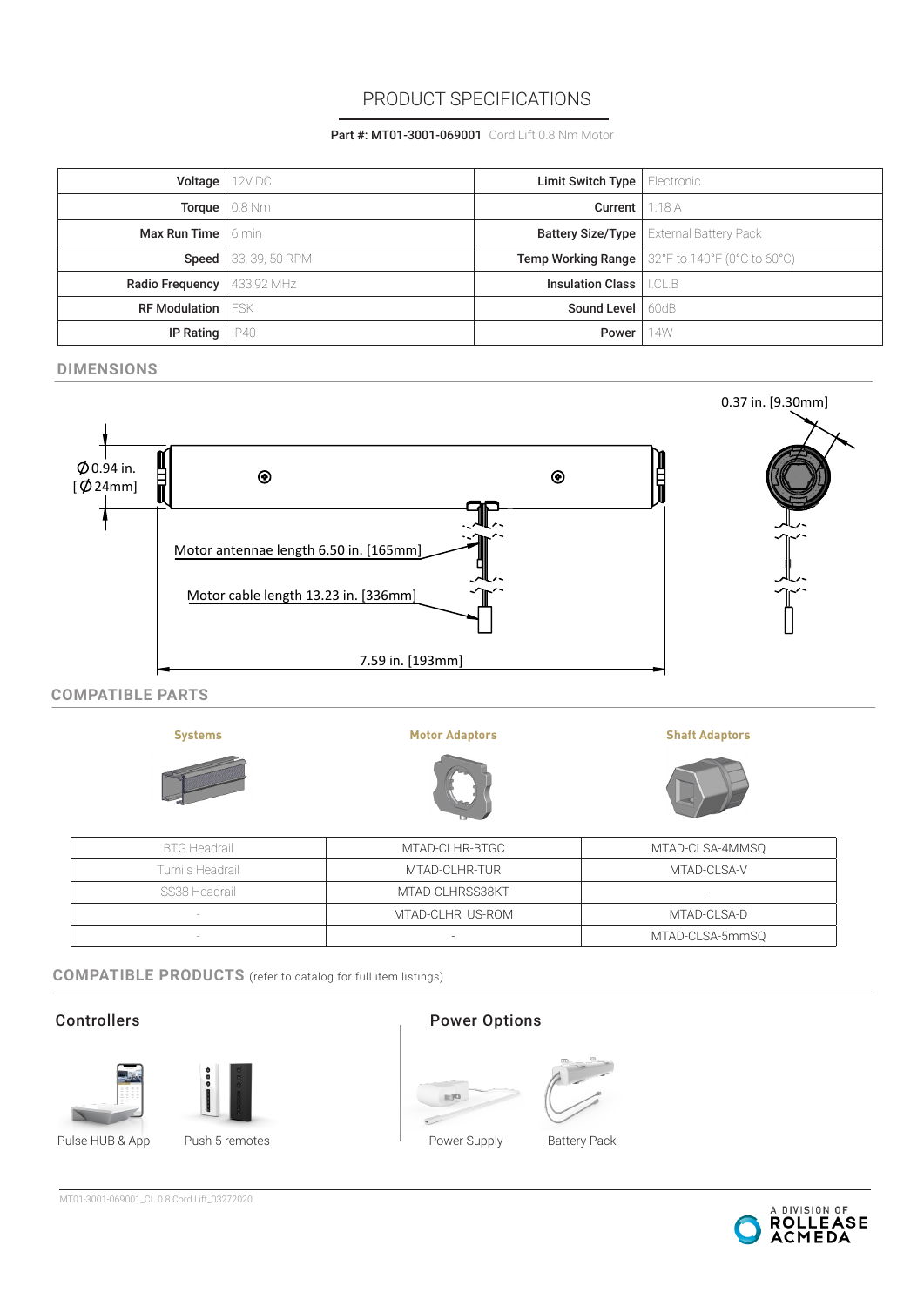# PRODUCT SPECIFICATIONS

**Part #: MT01-3001-069001** Cord Lift 0.8 Nm Motor

| | | | |
|---|---|---|---|
| **Voltage** | 12V DC | **Limit Switch Type** | Electronic |
| **Torque** | 0.8 Nm | **Current** | 1.18 A |
| **Max Run Time** | 6 min | **Battery Size/Type** | External Battery Pack |
| **Speed** | 33, 39, 50 RPM | **Temp Working Range** | 32°F to 140°F (0°C to 60°C) |
| **Radio Frequency** | 433.92 MHz | **Insulation Class** | I.CL.B |
| **RF Modulation** | FSK | **Sound Level** | 60dB |
| **IP Rating** | IP40 | **Power** | 14W |

## DIMENSIONS

0.37 in. [9.30mm]

Ø0.94 in.
[Ø24mm]

Motor antennae length 6.50 in. [165mm]

Motor cable length 13.23 in. [336mm]

7.59 in. [193mm]

## COMPATIBLE PARTS

| Systems | Motor Adaptors | Shaft Adaptors |
|---|---|---|
| BTG Headrail | MTAD-CLHR-BTGC | MTAD-CLSA-4MMSQ |
| Turnils Headrail | MTAD-CLHR-TUR | MTAD-CLSA-V |
| SS38 Headrail | MTAD-CLHRSS38KT | - |
| - | MTAD-CLHR_US-ROM | MTAD-CLSA-D |
| - | - | MTAD-CLSA-5mmSQ |

## COMPATIBLE PRODUCTS (refer to catalog for full item listings)

### Controllers

Pulse HUB & App

Push 5 remotes

### Power Options

Power Supply

Battery Pack

MT01-3001-069001_CL 0.8 Cord Lift_03272020

A DIVISION OF ROLLEASE ACMEDA